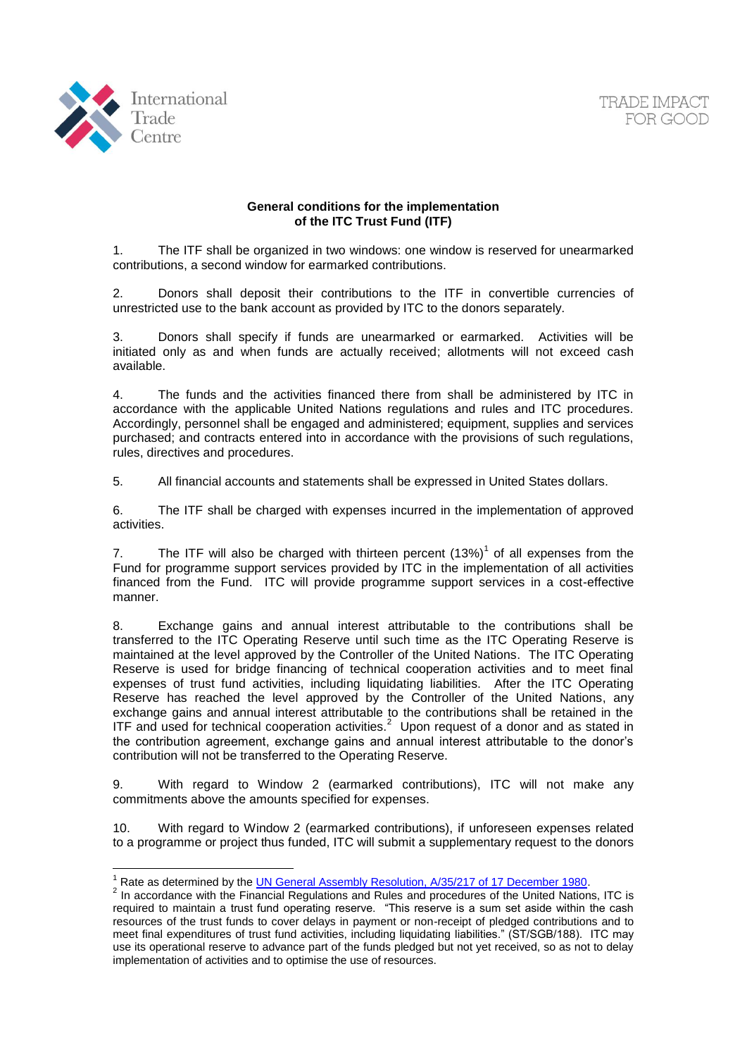**General conditions for the implementation of the ITC Trust Fund (ITF)**

1. The ITF shall be organized in two windows: one window is reserved for unearmarked contributions, a second window for earmarked contributions.

2. Donors shall deposit their contributions to the ITF in convertible currencies of unrestricted use to the bank account as provided by ITC to the donors separately.

3. Donors shall specify if funds are unearmarked or earmarked. Activities will be initiated only as and when funds are actually received; allotments will not exceed cash available.

4. The funds and the activities financed there from shall be administered by ITC in accordance with the applicable United Nations regulations and rules and ITC procedures. Accordingly, personnel shall be engaged and administered; equipment, supplies and services purchased; and contracts entered into in accordance with the provisions of such regulations, rules, directives and procedures.

5. All financial accounts and statements shall be expressed in United States dollars.

6. The ITF shall be charged with expenses incurred in the implementation of approved activities.

7. The ITF will also be charged with thirteen percent (13%)[1] of all expenses from the Fund for programme support services provided by ITC in the implementation of all activities financed from the Fund. ITC will provide programme support services in a cost-effective manner.

8. Exchange gains and annual interest attributable to the contributions shall be transferred to the ITC Operating Reserve until such time as the ITC Operating Reserve is maintained at the level approved by the Controller of the United Nations. The ITC Operating Reserve is used for bridge financing of technical cooperation activities and to meet final expenses of trust fund activities, including liquidating liabilities. After the ITC Operating Reserve has reached the level approved by the Controller of the United Nations, any exchange gains and annual interest attributable to the contributions shall be retained in the ITF and used for technical cooperation activities.[2] Upon request of a donor and as stated in the contribution agreement, exchange gains and annual interest attributable to the donor's contribution will not be transferred to the Operating Reserve.

9. With regard to Window 2 (earmarked contributions), ITC will not make any commitments above the amounts specified for expenses.

10. With regard to Window 2 (earmarked contributions), if unforeseen expenses related to a programme or project thus funded, ITC will submit a supplementary request to the donors

---

[1] Rate as determined by the UN General Assembly Resolution, A/35/217 of 17 December 1980.

[2] In accordance with the Financial Regulations and Rules and procedures of the United Nations, ITC is required to maintain a trust fund operating reserve. "This reserve is a sum set aside within the cash resources of the trust funds to cover delays in payment or non-receipt of pledged contributions and to meet final expenditures of trust fund activities, including liquidating liabilities." (ST/SGB/188). ITC may use its operational reserve to advance part of the funds pledged but not yet received, so as not to delay implementation of activities and to optimise the use of resources.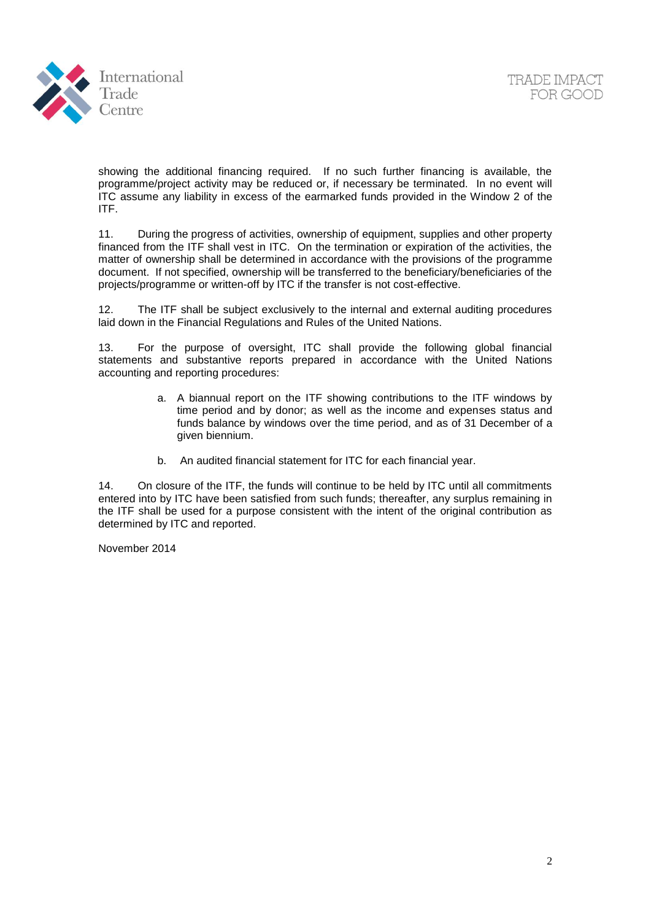showing the additional financing required. If no such further financing is available, the programme/project activity may be reduced or, if necessary be terminated. In no event will ITC assume any liability in excess of the earmarked funds provided in the Window 2 of the ITF.

11. During the progress of activities, ownership of equipment, supplies and other property financed from the ITF shall vest in ITC. On the termination or expiration of the activities, the matter of ownership shall be determined in accordance with the provisions of the programme document. If not specified, ownership will be transferred to the beneficiary/beneficiaries of the projects/programme or written-off by ITC if the transfer is not cost-effective.

12. The ITF shall be subject exclusively to the internal and external auditing procedures laid down in the Financial Regulations and Rules of the United Nations.

13. For the purpose of oversight, ITC shall provide the following global financial statements and substantive reports prepared in accordance with the United Nations accounting and reporting procedures:

a. A biannual report on the ITF showing contributions to the ITF windows by time period and by donor; as well as the income and expenses status and funds balance by windows over the time period, and as of 31 December of a given biennium.

b. An audited financial statement for ITC for each financial year.

14. On closure of the ITF, the funds will continue to be held by ITC until all commitments entered into by ITC have been satisfied from such funds; thereafter, any surplus remaining in the ITF shall be used for a purpose consistent with the intent of the original contribution as determined by ITC and reported.

November 2014